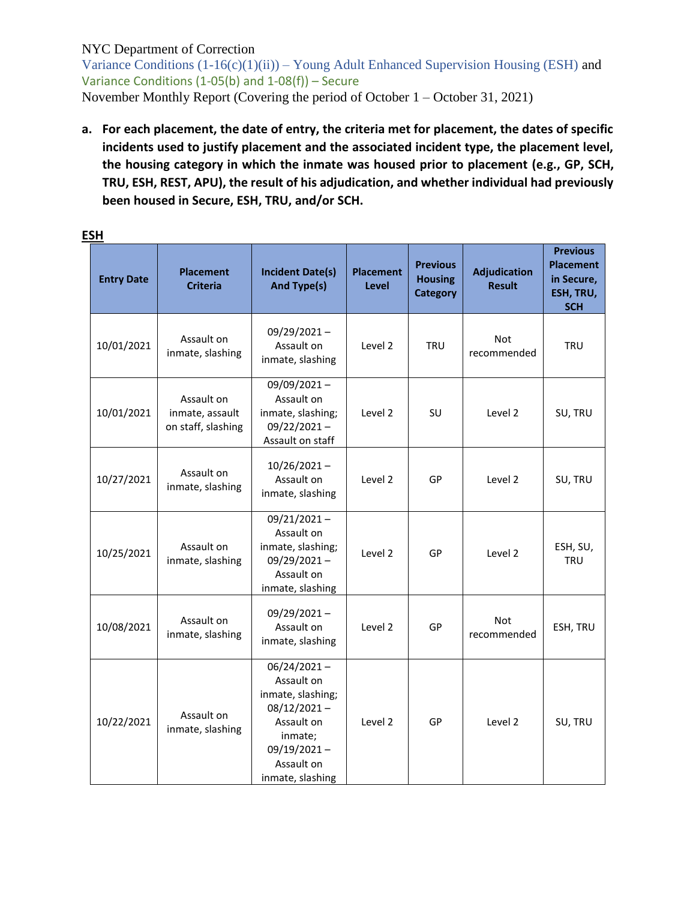NYC Department of Correction

Variance Conditions (1-16(c)(1)(ii)) – Young Adult Enhanced Supervision Housing (ESH) and Variance Conditions (1-05(b) and 1-08(f)) – Secure

November Monthly Report (Covering the period of October 1 – October 31, 2021)

**a. For each placement, the date of entry, the criteria met for placement, the dates of specific incidents used to justify placement and the associated incident type, the placement level, the housing category in which the inmate was housed prior to placement (e.g., GP, SCH, TRU, ESH, REST, APU), the result of his adjudication, and whether individual had previously been housed in Secure, ESH, TRU, and/or SCH.**

**ESH**

| Entry Date | Placement Criteria | Incident Date(s) And Type(s) | Placement Level | Previous Housing Category | Adjudication Result | Previous Placement in Secure, ESH, TRU, SCH |
|---|---|---|---|---|---|---|
| 10/01/2021 | Assault on inmate, slashing | 09/29/2021 – Assault on inmate, slashing | Level 2 | TRU | Not recommended | TRU |
| 10/01/2021 | Assault on inmate, assault on staff, slashing | 09/09/2021 – Assault on inmate, slashing; 09/22/2021 – Assault on staff | Level 2 | SU | Level 2 | SU, TRU |
| 10/27/2021 | Assault on inmate, slashing | 10/26/2021 – Assault on inmate, slashing | Level 2 | GP | Level 2 | SU, TRU |
| 10/25/2021 | Assault on inmate, slashing | 09/21/2021 – Assault on inmate, slashing; 09/29/2021 – Assault on inmate, slashing | Level 2 | GP | Level 2 | ESH, SU, TRU |
| 10/08/2021 | Assault on inmate, slashing | 09/29/2021 – Assault on inmate, slashing | Level 2 | GP | Not recommended | ESH, TRU |
| 10/22/2021 | Assault on inmate, slashing | 06/24/2021 – Assault on inmate, slashing; 08/12/2021 – Assault on inmate; 09/19/2021 – Assault on inmate, slashing | Level 2 | GP | Level 2 | SU, TRU |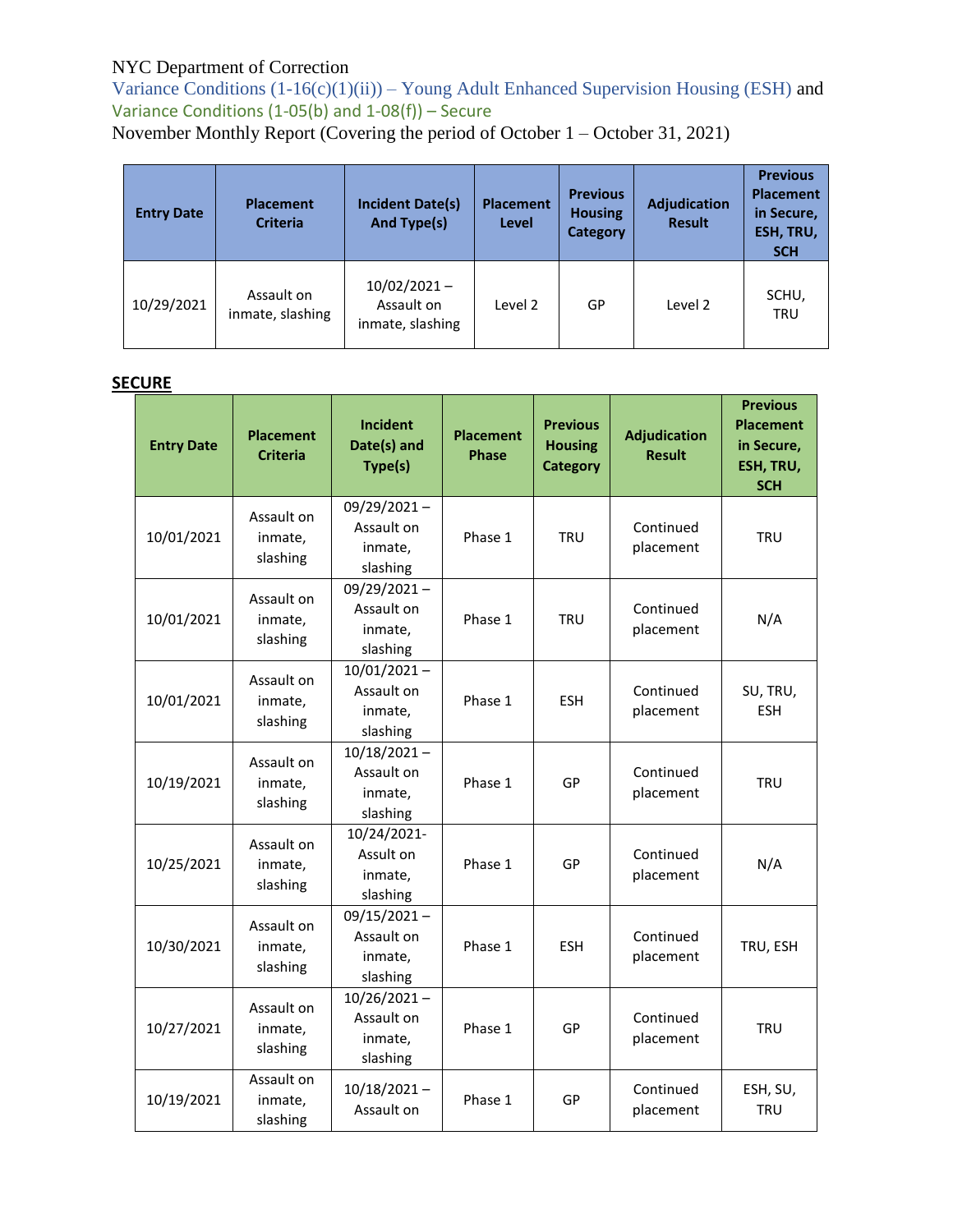NYC Department of Correction

Variance Conditions (1-16(c)(1)(ii)) – Young Adult Enhanced Supervision Housing (ESH) and

Variance Conditions (1-05(b) and 1-08(f)) – Secure

November Monthly Report (Covering the period of October 1 – October 31, 2021)

| Entry Date | Placement Criteria | Incident Date(s) And Type(s) | Placement Level | Previous Housing Category | Adjudication Result | Previous Placement in Secure, ESH, TRU, SCH |
|---|---|---|---|---|---|---|
| 10/29/2021 | Assault on inmate, slashing | 10/02/2021 – Assault on inmate, slashing | Level 2 | GP | Level 2 | SCHU, TRU |

## SECURE

| Entry Date | Placement Criteria | Incident Date(s) and Type(s) | Placement Phase | Previous Housing Category | Adjudication Result | Previous Placement in Secure, ESH, TRU, SCH |
|---|---|---|---|---|---|---|
| 10/01/2021 | Assault on inmate, slashing | 09/29/2021 – Assault on inmate, slashing | Phase 1 | TRU | Continued placement | TRU |
| 10/01/2021 | Assault on inmate, slashing | 09/29/2021 – Assault on inmate, slashing | Phase 1 | TRU | Continued placement | N/A |
| 10/01/2021 | Assault on inmate, slashing | 10/01/2021 – Assault on inmate, slashing | Phase 1 | ESH | Continued placement | SU, TRU, ESH |
| 10/19/2021 | Assault on inmate, slashing | 10/18/2021 – Assault on inmate, slashing | Phase 1 | GP | Continued placement | TRU |
| 10/25/2021 | Assault on inmate, slashing | 10/24/2021- Assult on inmate, slashing | Phase 1 | GP | Continued placement | N/A |
| 10/30/2021 | Assault on inmate, slashing | 09/15/2021 – Assault on inmate, slashing | Phase 1 | ESH | Continued placement | TRU, ESH |
| 10/27/2021 | Assault on inmate, slashing | 10/26/2021 – Assault on inmate, slashing | Phase 1 | GP | Continued placement | TRU |
| 10/19/2021 | Assault on inmate, slashing | 10/18/2021 – Assault on | Phase 1 | GP | Continued placement | ESH, SU, TRU |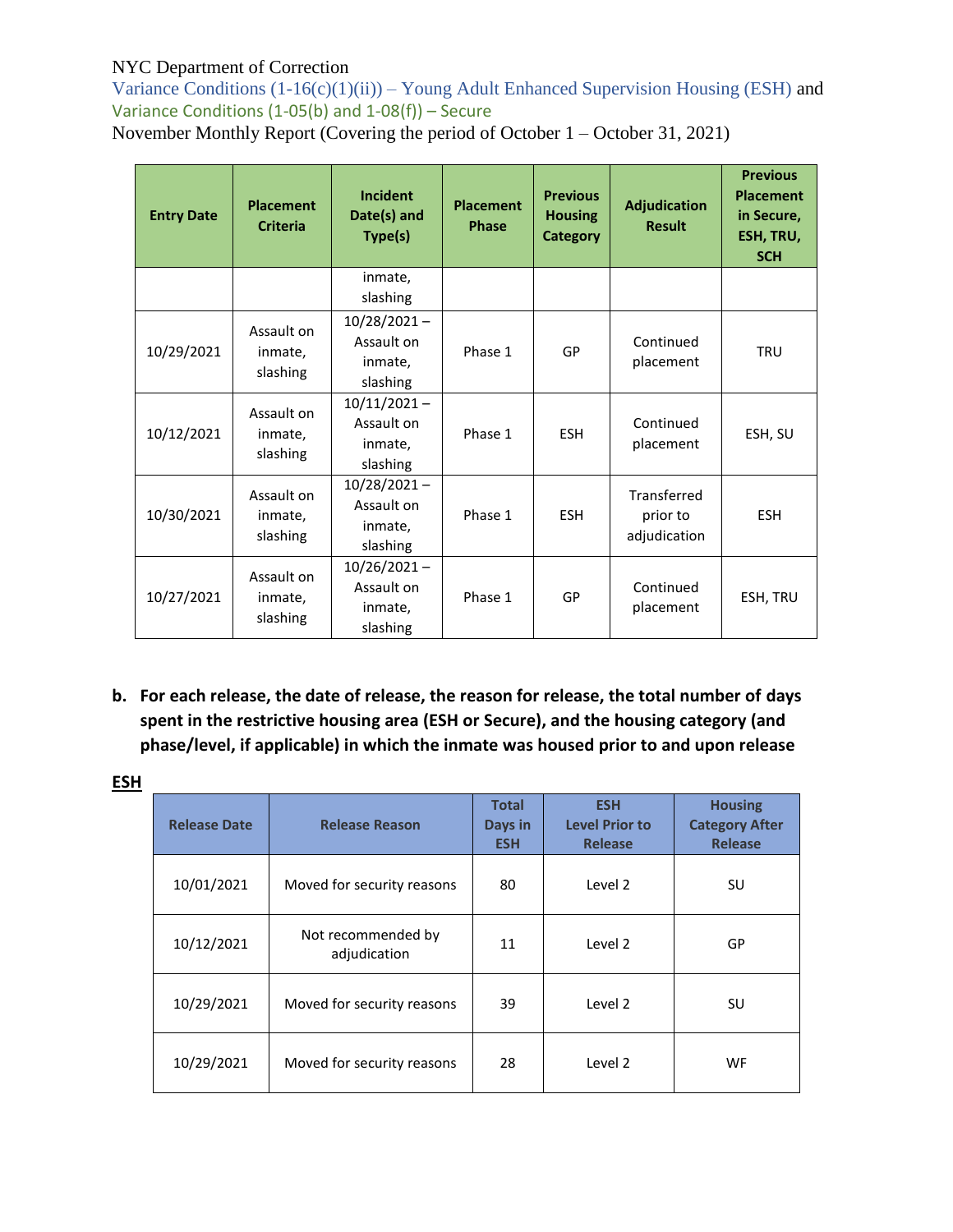NYC Department of Correction

Variance Conditions (1-16(c)(1)(ii)) – Young Adult Enhanced Supervision Housing (ESH) and Variance Conditions (1-05(b) and 1-08(f)) – Secure

November Monthly Report (Covering the period of October 1 – October 31, 2021)

| Entry Date | Placement Criteria | Incident Date(s) and Type(s) | Placement Phase | Previous Housing Category | Adjudication Result | Previous Placement in Secure, ESH, TRU, SCH |
|---|---|---|---|---|---|---|
| | | inmate, slashing | | | | |
| 10/29/2021 | Assault on inmate, slashing | 10/28/2021 – Assault on inmate, slashing | Phase 1 | GP | Continued placement | TRU |
| 10/12/2021 | Assault on inmate, slashing | 10/11/2021 – Assault on inmate, slashing | Phase 1 | ESH | Continued placement | ESH, SU |
| 10/30/2021 | Assault on inmate, slashing | 10/28/2021 – Assault on inmate, slashing | Phase 1 | ESH | Transferred prior to adjudication | ESH |
| 10/27/2021 | Assault on inmate, slashing | 10/26/2021 – Assault on inmate, slashing | Phase 1 | GP | Continued placement | ESH, TRU |

**b. For each release, the date of release, the reason for release, the total number of days spent in the restrictive housing area (ESH or Secure), and the housing category (and phase/level, if applicable) in which the inmate was housed prior to and upon release**

**ESH**

| Release Date | Release Reason | Total Days in ESH | ESH Level Prior to Release | Housing Category After Release |
|---|---|---|---|---|
| 10/01/2021 | Moved for security reasons | 80 | Level 2 | SU |
| 10/12/2021 | Not recommended by adjudication | 11 | Level 2 | GP |
| 10/29/2021 | Moved for security reasons | 39 | Level 2 | SU |
| 10/29/2021 | Moved for security reasons | 28 | Level 2 | WF |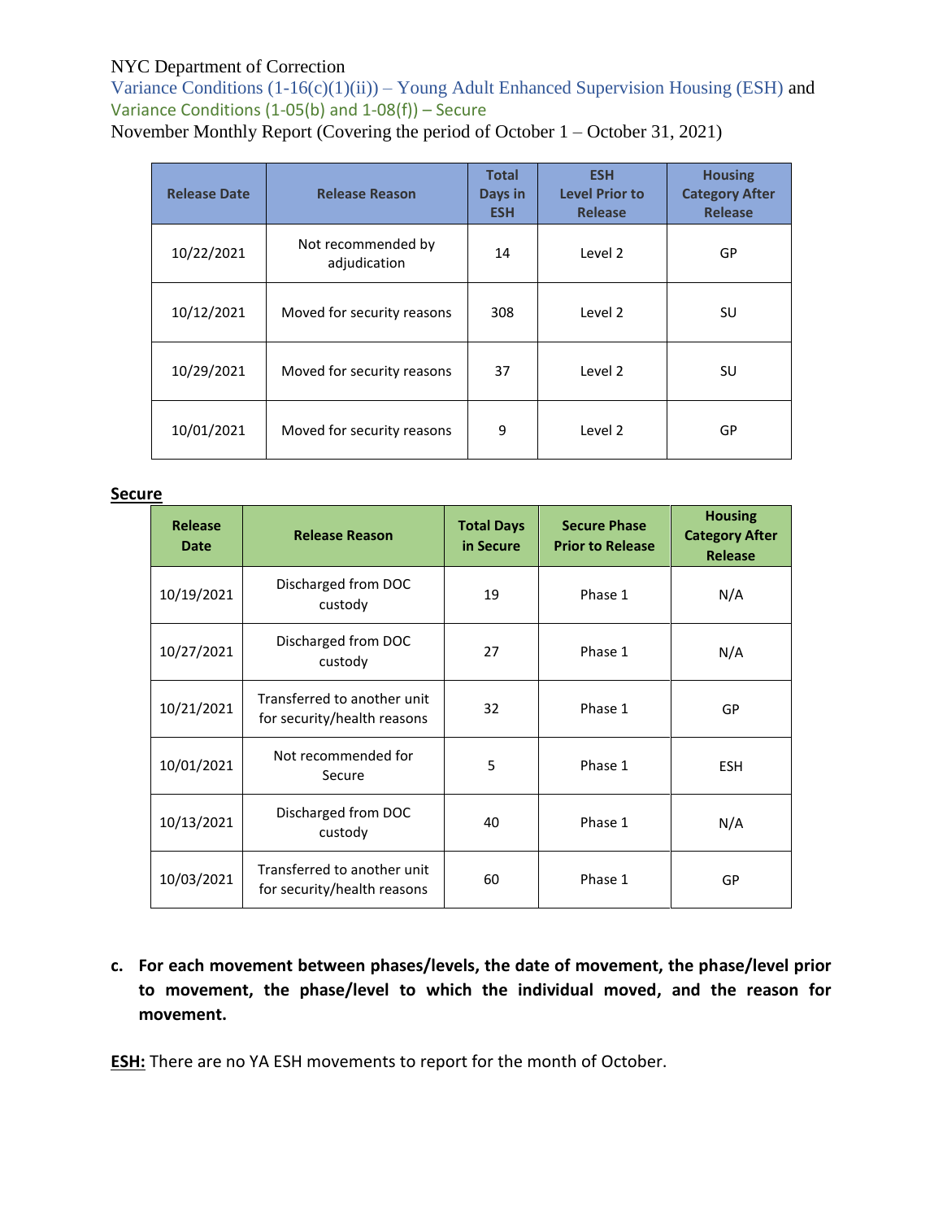NYC Department of Correction
Variance Conditions (1-16(c)(1)(ii)) – Young Adult Enhanced Supervision Housing (ESH) and
Variance Conditions (1-05(b) and 1-08(f)) – Secure
November Monthly Report (Covering the period of October 1 – October 31, 2021)

| Release Date | Release Reason | Total Days in ESH | ESH Level Prior to Release | Housing Category After Release |
|---|---|---|---|---|
| 10/22/2021 | Not recommended by adjudication | 14 | Level 2 | GP |
| 10/12/2021 | Moved for security reasons | 308 | Level 2 | SU |
| 10/29/2021 | Moved for security reasons | 37 | Level 2 | SU |
| 10/01/2021 | Moved for security reasons | 9 | Level 2 | GP |

**Secure**

| Release Date | Release Reason | Total Days in Secure | Secure Phase Prior to Release | Housing Category After Release |
|---|---|---|---|---|
| 10/19/2021 | Discharged from DOC custody | 19 | Phase 1 | N/A |
| 10/27/2021 | Discharged from DOC custody | 27 | Phase 1 | N/A |
| 10/21/2021 | Transferred to another unit for security/health reasons | 32 | Phase 1 | GP |
| 10/01/2021 | Not recommended for Secure | 5 | Phase 1 | ESH |
| 10/13/2021 | Discharged from DOC custody | 40 | Phase 1 | N/A |
| 10/03/2021 | Transferred to another unit for security/health reasons | 60 | Phase 1 | GP |

**c. For each movement between phases/levels, the date of movement, the phase/level prior to movement, the phase/level to which the individual moved, and the reason for movement.**

**ESH:** There are no YA ESH movements to report for the month of October.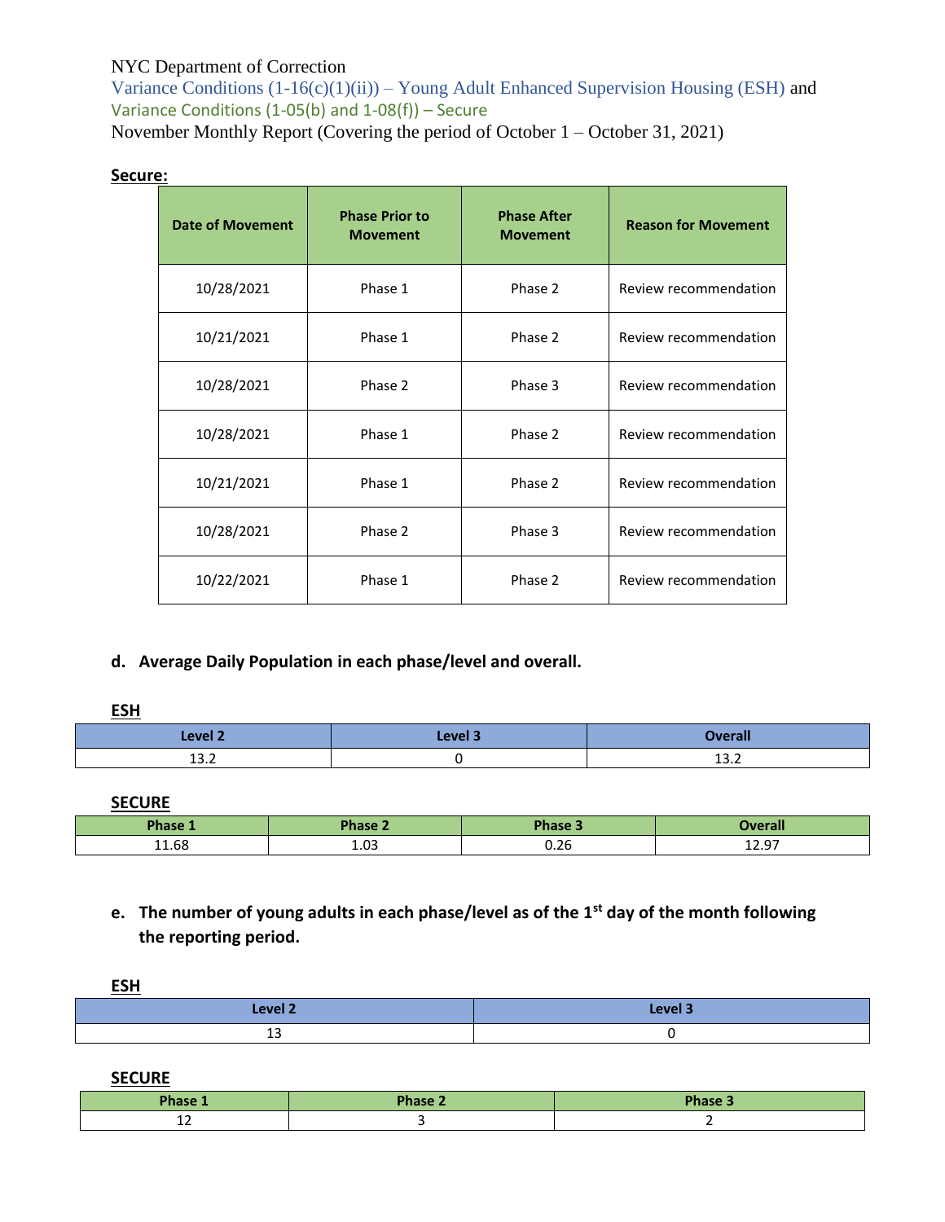NYC Department of Correction
Variance Conditions (1-16(c)(1)(ii)) – Young Adult Enhanced Supervision Housing (ESH) and
Variance Conditions (1-05(b) and 1-08(f)) – Secure
November Monthly Report (Covering the period of October 1 – October 31, 2021)

**Secure:**

| Date of Movement | Phase Prior to Movement | Phase After Movement | Reason for Movement |
|---|---|---|---|
| 10/28/2021 | Phase 1 | Phase 2 | Review recommendation |
| 10/21/2021 | Phase 1 | Phase 2 | Review recommendation |
| 10/28/2021 | Phase 2 | Phase 3 | Review recommendation |
| 10/28/2021 | Phase 1 | Phase 2 | Review recommendation |
| 10/21/2021 | Phase 1 | Phase 2 | Review recommendation |
| 10/28/2021 | Phase 2 | Phase 3 | Review recommendation |
| 10/22/2021 | Phase 1 | Phase 2 | Review recommendation |

**d. Average Daily Population in each phase/level and overall.**

**ESH**

| Level 2 | Level 3 | Overall |
|---|---|---|
| 13.2 | 0 | 13.2 |

**SECURE**

| Phase 1 | Phase 2 | Phase 3 | Overall |
|---|---|---|---|
| 11.68 | 1.03 | 0.26 | 12.97 |

**e. The number of young adults in each phase/level as of the 1st day of the month following the reporting period.**

**ESH**

| Level 2 | Level 3 |
|---|---|
| 13 | 0 |

**SECURE**

| Phase 1 | Phase 2 | Phase 3 |
|---|---|---|
| 12 | 3 | 2 |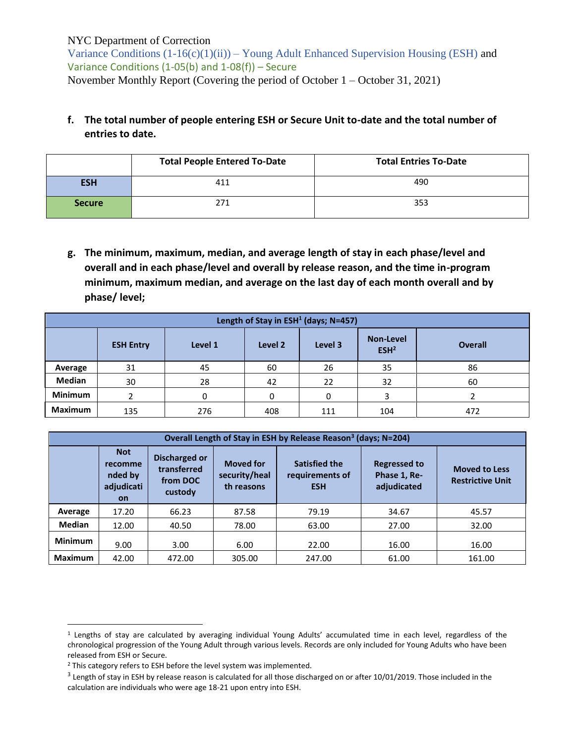NYC Department of Correction
Variance Conditions (1-16(c)(1)(ii)) – Young Adult Enhanced Supervision Housing (ESH) and
Variance Conditions (1-05(b) and 1-08(f)) – Secure
November Monthly Report (Covering the period of October 1 – October 31, 2021)

**f. The total number of people entering ESH or Secure Unit to-date and the total number of entries to date.**

| | Total People Entered To-Date | Total Entries To-Date |
|---|---|---|
| **ESH** | 411 | 490 |
| **Secure** | 271 | 353 |

**g. The minimum, maximum, median, and average length of stay in each phase/level and overall and in each phase/level and overall by release reason, and the time in-program minimum, maximum median, and average on the last day of each month overall and by phase/ level;**

| Length of Stay in ESH[1] (days; N=457) | | | | | | |
|---|---|---|---|---|---|---|
| | ESH Entry | Level 1 | Level 2 | Level 3 | Non-Level ESH[2] | Overall |
| **Average** | 31 | 45 | 60 | 26 | 35 | 86 |
| **Median** | 30 | 28 | 42 | 22 | 32 | 60 |
| **Minimum** | 2 | 0 | 0 | 0 | 3 | 2 |
| **Maximum** | 135 | 276 | 408 | 111 | 104 | 472 |

| Overall Length of Stay in ESH by Release Reason[3] (days; N=204) | | | | | | |
|---|---|---|---|---|---|---|
| | Not recommended by adjudication | Discharged or transferred from DOC custody | Moved for security/health reasons | Satisfied the requirements of ESH | Regressed to Phase 1, Re-adjudicated | Moved to Less Restrictive Unit |
| **Average** | 17.20 | 66.23 | 87.58 | 79.19 | 34.67 | 45.57 |
| **Median** | 12.00 | 40.50 | 78.00 | 63.00 | 27.00 | 32.00 |
| **Minimum** | 9.00 | 3.00 | 6.00 | 22.00 | 16.00 | 16.00 |
| **Maximum** | 42.00 | 472.00 | 305.00 | 247.00 | 61.00 | 161.00 |

[1] Lengths of stay are calculated by averaging individual Young Adults' accumulated time in each level, regardless of the chronological progression of the Young Adult through various levels. Records are only included for Young Adults who have been released from ESH or Secure.

[2] This category refers to ESH before the level system was implemented.

[3] Length of stay in ESH by release reason is calculated for all those discharged on or after 10/01/2019. Those included in the calculation are individuals who were age 18-21 upon entry into ESH.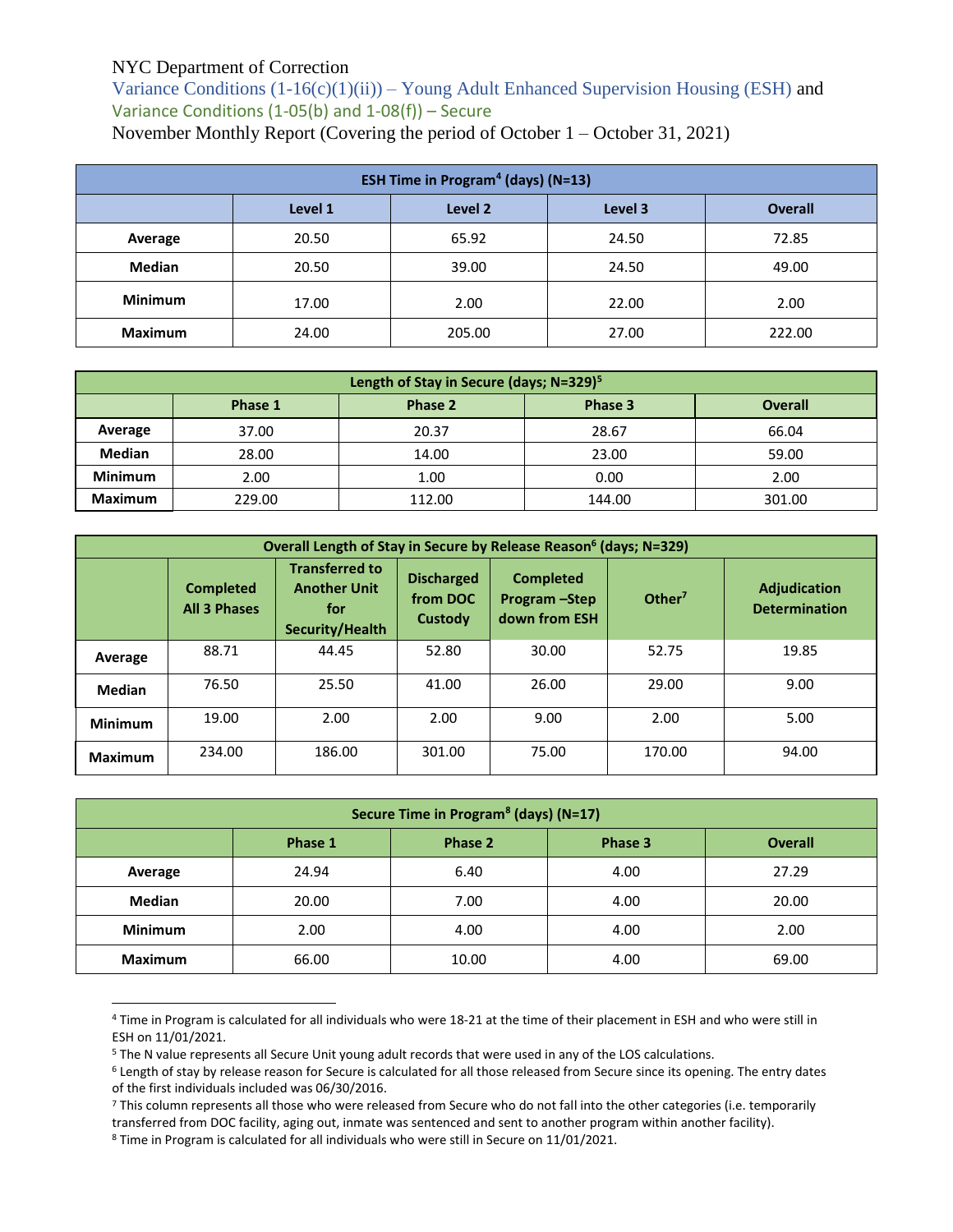NYC Department of Correction

Variance Conditions (1-16(c)(1)(ii)) – Young Adult Enhanced Supervision Housing (ESH) and Variance Conditions (1-05(b) and 1-08(f)) – Secure

November Monthly Report (Covering the period of October 1 – October 31, 2021)

| ESH Time in Program[4] (days) (N=13) | | | | |
|---|---|---|---|---|
| | Level 1 | Level 2 | Level 3 | Overall |
| Average | 20.50 | 65.92 | 24.50 | 72.85 |
| Median | 20.50 | 39.00 | 24.50 | 49.00 |
| Minimum | 17.00 | 2.00 | 22.00 | 2.00 |
| Maximum | 24.00 | 205.00 | 27.00 | 222.00 |

| Length of Stay in Secure (days; N=329)[5] | | | | |
|---|---|---|---|---|
| | Phase 1 | Phase 2 | Phase 3 | Overall |
| Average | 37.00 | 20.37 | 28.67 | 66.04 |
| Median | 28.00 | 14.00 | 23.00 | 59.00 |
| Minimum | 2.00 | 1.00 | 0.00 | 2.00 |
| Maximum | 229.00 | 112.00 | 144.00 | 301.00 |

| Overall Length of Stay in Secure by Release Reason[6] (days; N=329) | | | | | | |
|---|---|---|---|---|---|---|
| | Completed All 3 Phases | Transferred to Another Unit for Security/Health | Discharged from DOC Custody | Completed Program –Step down from ESH | Other[7] | Adjudication Determination |
| Average | 88.71 | 44.45 | 52.80 | 30.00 | 52.75 | 19.85 |
| Median | 76.50 | 25.50 | 41.00 | 26.00 | 29.00 | 9.00 |
| Minimum | 19.00 | 2.00 | 2.00 | 9.00 | 2.00 | 5.00 |
| Maximum | 234.00 | 186.00 | 301.00 | 75.00 | 170.00 | 94.00 |

| Secure Time in Program[8] (days) (N=17) | | | | |
|---|---|---|---|---|
| | Phase 1 | Phase 2 | Phase 3 | Overall |
| Average | 24.94 | 6.40 | 4.00 | 27.29 |
| Median | 20.00 | 7.00 | 4.00 | 20.00 |
| Minimum | 2.00 | 4.00 | 4.00 | 2.00 |
| Maximum | 66.00 | 10.00 | 4.00 | 69.00 |

[4] Time in Program is calculated for all individuals who were 18-21 at the time of their placement in ESH and who were still in ESH on 11/01/2021.

[5] The N value represents all Secure Unit young adult records that were used in any of the LOS calculations.

[6] Length of stay by release reason for Secure is calculated for all those released from Secure since its opening. The entry dates of the first individuals included was 06/30/2016.

[7] This column represents all those who were released from Secure who do not fall into the other categories (i.e. temporarily transferred from DOC facility, aging out, inmate was sentenced and sent to another program within another facility).

[8] Time in Program is calculated for all individuals who were still in Secure on 11/01/2021.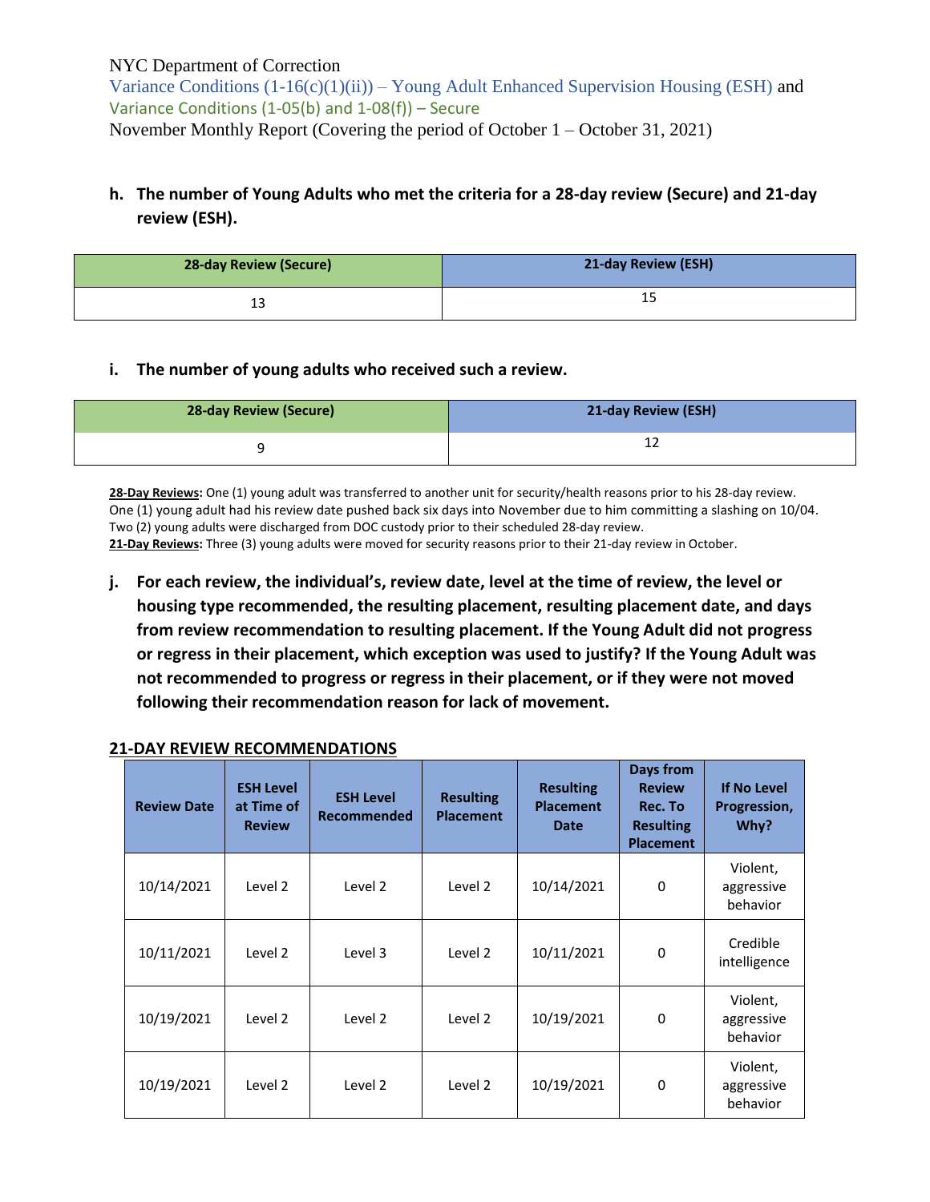NYC Department of Correction
Variance Conditions (1-16(c)(1)(ii)) – Young Adult Enhanced Supervision Housing (ESH) and
Variance Conditions (1-05(b) and 1-08(f)) – Secure
November Monthly Report (Covering the period of October 1 – October 31, 2021)

**h. The number of Young Adults who met the criteria for a 28-day review (Secure) and 21-day review (ESH).**

| 28-day Review (Secure) | 21-day Review (ESH) |
|---|---|
| 13 | 15 |

**i. The number of young adults who received such a review.**

| 28-day Review (Secure) | 21-day Review (ESH) |
|---|---|
| 9 | 12 |

**28-Day Reviews:** One (1) young adult was transferred to another unit for security/health reasons prior to his 28-day review. One (1) young adult had his review date pushed back six days into November due to him committing a slashing on 10/04. Two (2) young adults were discharged from DOC custody prior to their scheduled 28-day review.
**21-Day Reviews:** Three (3) young adults were moved for security reasons prior to their 21-day review in October.

**j. For each review, the individual's, review date, level at the time of review, the level or housing type recommended, the resulting placement, resulting placement date, and days from review recommendation to resulting placement. If the Young Adult did not progress or regress in their placement, which exception was used to justify? If the Young Adult was not recommended to progress or regress in their placement, or if they were not moved following their recommendation reason for lack of movement.**

**21-DAY REVIEW RECOMMENDATIONS**

| Review Date | ESH Level at Time of Review | ESH Level Recommended | Resulting Placement | Resulting Placement Date | Days from Review Rec. To Resulting Placement | If No Level Progression, Why? |
|---|---|---|---|---|---|---|
| 10/14/2021 | Level 2 | Level 2 | Level 2 | 10/14/2021 | 0 | Violent, aggressive behavior |
| 10/11/2021 | Level 2 | Level 3 | Level 2 | 10/11/2021 | 0 | Credible intelligence |
| 10/19/2021 | Level 2 | Level 2 | Level 2 | 10/19/2021 | 0 | Violent, aggressive behavior |
| 10/19/2021 | Level 2 | Level 2 | Level 2 | 10/19/2021 | 0 | Violent, aggressive behavior |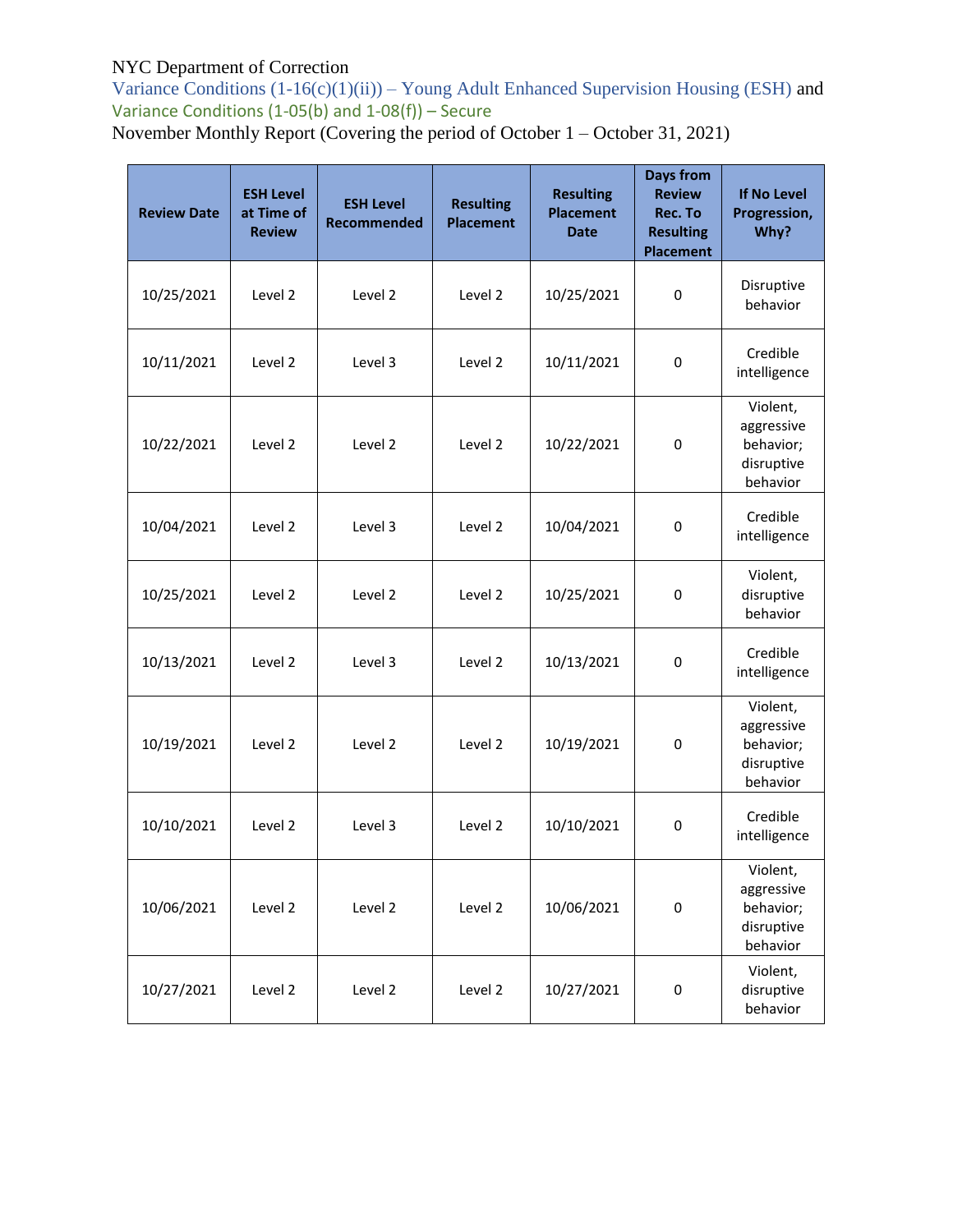NYC Department of Correction

Variance Conditions (1-16(c)(1)(ii)) – Young Adult Enhanced Supervision Housing (ESH) and Variance Conditions (1-05(b) and 1-08(f)) – Secure

November Monthly Report (Covering the period of October 1 – October 31, 2021)

| Review Date | ESH Level at Time of Review | ESH Level Recommended | Resulting Placement | Resulting Placement Date | Days from Review Rec. To Resulting Placement | If No Level Progression, Why? |
|---|---|---|---|---|---|---|
| 10/25/2021 | Level 2 | Level 2 | Level 2 | 10/25/2021 | 0 | Disruptive behavior |
| 10/11/2021 | Level 2 | Level 3 | Level 2 | 10/11/2021 | 0 | Credible intelligence |
| 10/22/2021 | Level 2 | Level 2 | Level 2 | 10/22/2021 | 0 | Violent, aggressive behavior; disruptive behavior |
| 10/04/2021 | Level 2 | Level 3 | Level 2 | 10/04/2021 | 0 | Credible intelligence |
| 10/25/2021 | Level 2 | Level 2 | Level 2 | 10/25/2021 | 0 | Violent, disruptive behavior |
| 10/13/2021 | Level 2 | Level 3 | Level 2 | 10/13/2021 | 0 | Credible intelligence |
| 10/19/2021 | Level 2 | Level 2 | Level 2 | 10/19/2021 | 0 | Violent, aggressive behavior; disruptive behavior |
| 10/10/2021 | Level 2 | Level 3 | Level 2 | 10/10/2021 | 0 | Credible intelligence |
| 10/06/2021 | Level 2 | Level 2 | Level 2 | 10/06/2021 | 0 | Violent, aggressive behavior; disruptive behavior |
| 10/27/2021 | Level 2 | Level 2 | Level 2 | 10/27/2021 | 0 | Violent, disruptive behavior |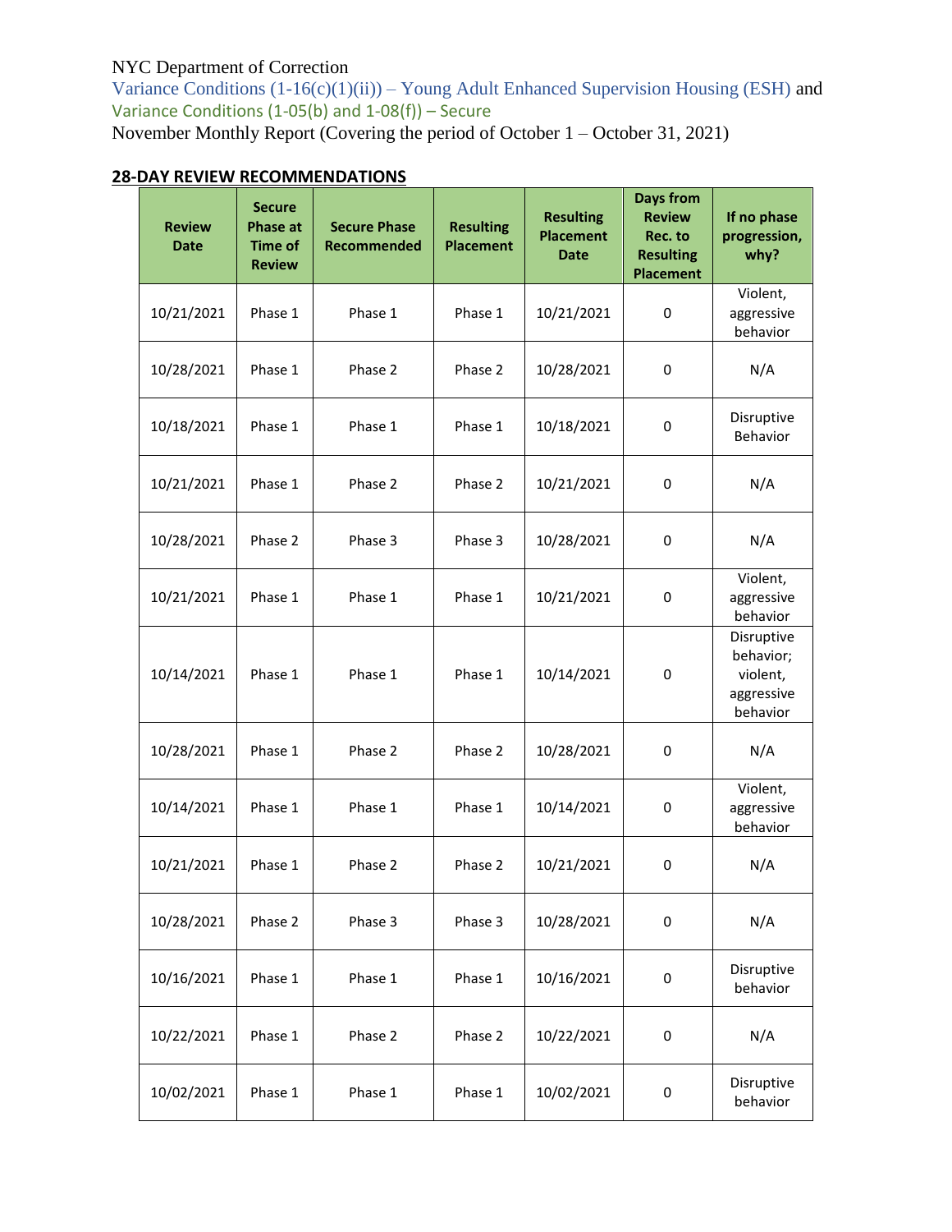NYC Department of Correction
Variance Conditions (1-16(c)(1)(ii)) – Young Adult Enhanced Supervision Housing (ESH) and Variance Conditions (1-05(b) and 1-08(f)) – Secure
November Monthly Report (Covering the period of October 1 – October 31, 2021)

## 28-DAY REVIEW RECOMMENDATIONS

| Review Date | Secure Phase at Time of Review | Secure Phase Recommended | Resulting Placement | Resulting Placement Date | Days from Review Rec. to Resulting Placement | If no phase progression, why? |
|---|---|---|---|---|---|---|
| 10/21/2021 | Phase 1 | Phase 1 | Phase 1 | 10/21/2021 | 0 | Violent, aggressive behavior |
| 10/28/2021 | Phase 1 | Phase 2 | Phase 2 | 10/28/2021 | 0 | N/A |
| 10/18/2021 | Phase 1 | Phase 1 | Phase 1 | 10/18/2021 | 0 | Disruptive Behavior |
| 10/21/2021 | Phase 1 | Phase 2 | Phase 2 | 10/21/2021 | 0 | N/A |
| 10/28/2021 | Phase 2 | Phase 3 | Phase 3 | 10/28/2021 | 0 | N/A |
| 10/21/2021 | Phase 1 | Phase 1 | Phase 1 | 10/21/2021 | 0 | Violent, aggressive behavior |
| 10/14/2021 | Phase 1 | Phase 1 | Phase 1 | 10/14/2021 | 0 | Disruptive behavior; violent, aggressive behavior |
| 10/28/2021 | Phase 1 | Phase 2 | Phase 2 | 10/28/2021 | 0 | N/A |
| 10/14/2021 | Phase 1 | Phase 1 | Phase 1 | 10/14/2021 | 0 | Violent, aggressive behavior |
| 10/21/2021 | Phase 1 | Phase 2 | Phase 2 | 10/21/2021 | 0 | N/A |
| 10/28/2021 | Phase 2 | Phase 3 | Phase 3 | 10/28/2021 | 0 | N/A |
| 10/16/2021 | Phase 1 | Phase 1 | Phase 1 | 10/16/2021 | 0 | Disruptive behavior |
| 10/22/2021 | Phase 1 | Phase 2 | Phase 2 | 10/22/2021 | 0 | N/A |
| 10/02/2021 | Phase 1 | Phase 1 | Phase 1 | 10/02/2021 | 0 | Disruptive behavior |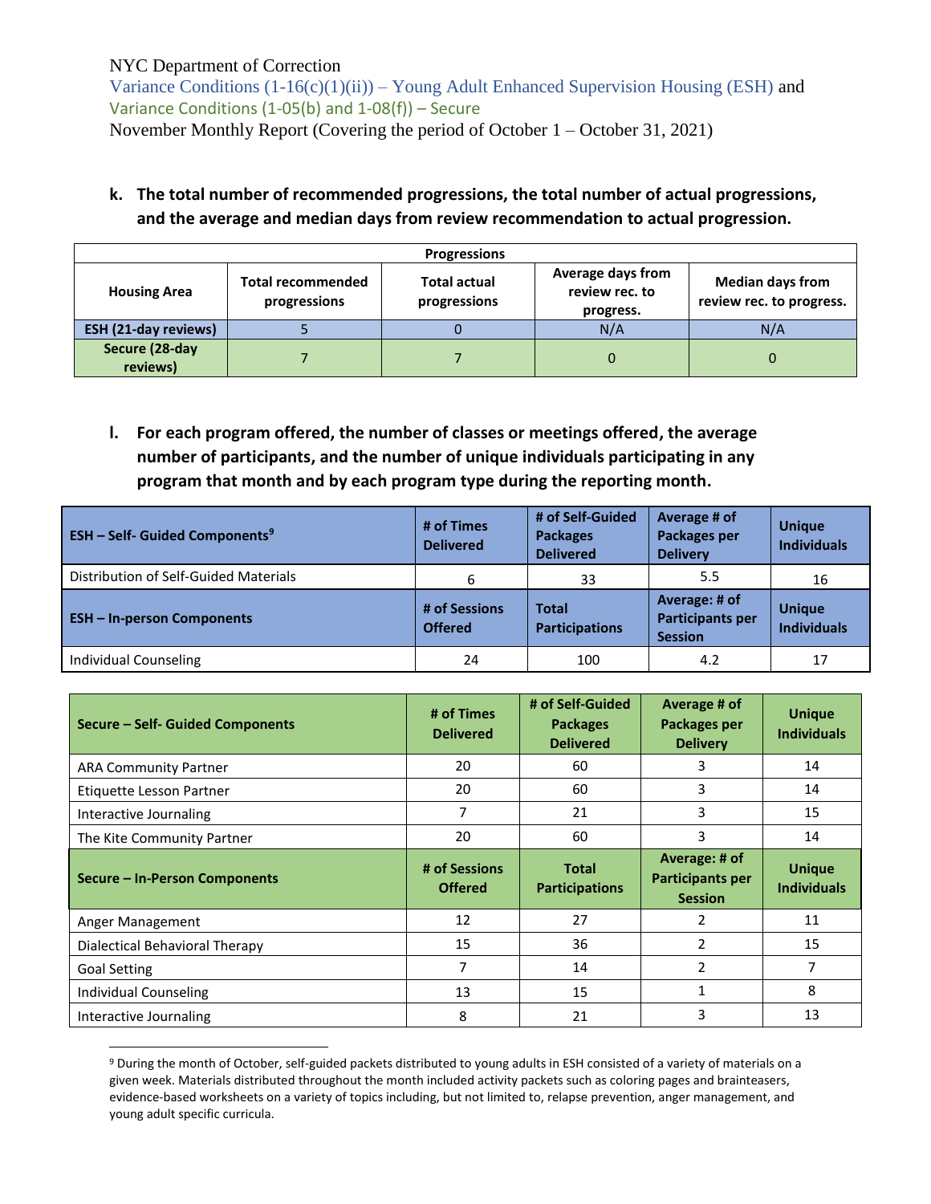NYC Department of Correction
Variance Conditions (1-16(c)(1)(ii)) – Young Adult Enhanced Supervision Housing (ESH) and
Variance Conditions (1-05(b) and 1-08(f)) – Secure
November Monthly Report (Covering the period of October 1 – October 31, 2021)

**k. The total number of recommended progressions, the total number of actual progressions, and the average and median days from review recommendation to actual progression.**

| Progressions | | | | |
|---|---|---|---|---|
| **Housing Area** | **Total recommended progressions** | **Total actual progressions** | **Average days from review rec. to progress.** | **Median days from review rec. to progress.** |
| **ESH (21-day reviews)** | 5 | 0 | N/A | N/A |
| **Secure (28-day reviews)** | 7 | 7 | 0 | 0 |

**l. For each program offered, the number of classes or meetings offered, the average number of participants, and the number of unique individuals participating in any program that month and by each program type during the reporting month.**

| ESH – Self- Guided Components[9] | # of Times Delivered | # of Self-Guided Packages Delivered | Average # of Packages per Delivery | Unique Individuals |
|---|---|---|---|---|
| Distribution of Self-Guided Materials | 6 | 33 | 5.5 | 16 |
| **ESH – In-person Components** | **# of Sessions Offered** | **Total Participations** | **Average: # of Participants per Session** | **Unique Individuals** |
| Individual Counseling | 24 | 100 | 4.2 | 17 |

| Secure – Self- Guided Components | # of Times Delivered | # of Self-Guided Packages Delivered | Average # of Packages per Delivery | Unique Individuals |
|---|---|---|---|---|
| ARA Community Partner | 20 | 60 | 3 | 14 |
| Etiquette Lesson Partner | 20 | 60 | 3 | 14 |
| Interactive Journaling | 7 | 21 | 3 | 15 |
| The Kite Community Partner | 20 | 60 | 3 | 14 |
| **Secure – In-Person Components** | **# of Sessions Offered** | **Total Participations** | **Average: # of Participants per Session** | **Unique Individuals** |
| Anger Management | 12 | 27 | 2 | 11 |
| Dialectical Behavioral Therapy | 15 | 36 | 2 | 15 |
| Goal Setting | 7 | 14 | 2 | 7 |
| Individual Counseling | 13 | 15 | 1 | 8 |
| Interactive Journaling | 8 | 21 | 3 | 13 |

[9] During the month of October, self-guided packets distributed to young adults in ESH consisted of a variety of materials on a given week. Materials distributed throughout the month included activity packets such as coloring pages and brainteasers, evidence-based worksheets on a variety of topics including, but not limited to, relapse prevention, anger management, and young adult specific curricula.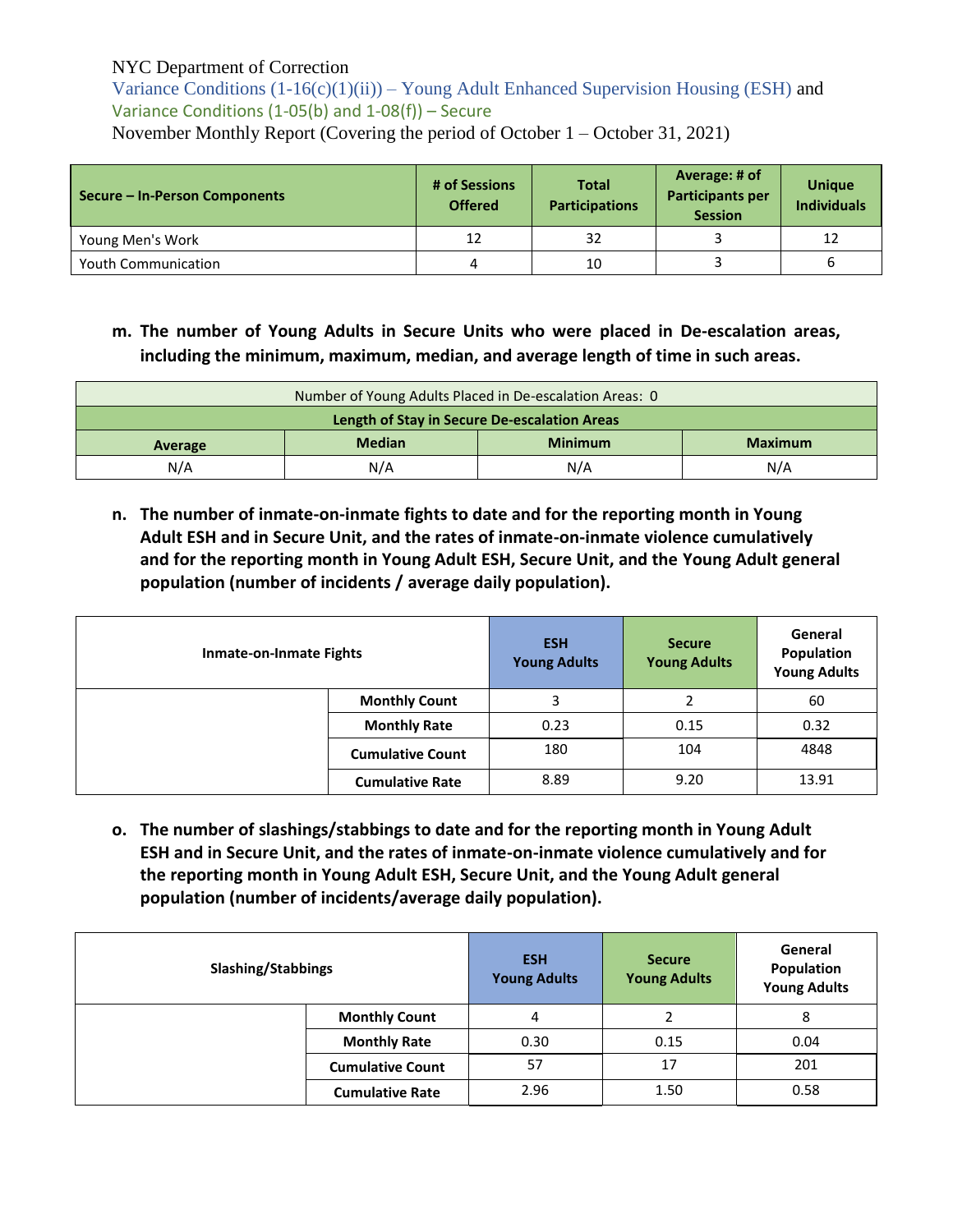NYC Department of Correction

Variance Conditions (1-16(c)(1)(ii)) – Young Adult Enhanced Supervision Housing (ESH) and Variance Conditions (1-05(b) and 1-08(f)) – Secure

November Monthly Report (Covering the period of October 1 – October 31, 2021)

| Secure – In-Person Components | # of Sessions Offered | Total Participations | Average: # of Participants per Session | Unique Individuals |
|---|---|---|---|---|
| Young Men's Work | 12 | 32 | 3 | 12 |
| Youth Communication | 4 | 10 | 3 | 6 |

**m. The number of Young Adults in Secure Units who were placed in De-escalation areas, including the minimum, maximum, median, and average length of time in such areas.**

| Number of Young Adults Placed in De-escalation Areas: 0 | | | |
|---|---|---|---|
| **Length of Stay in Secure De-escalation Areas** | | | |
| **Average** | **Median** | **Minimum** | **Maximum** |
| N/A | N/A | N/A | N/A |

**n. The number of inmate-on-inmate fights to date and for the reporting month in Young Adult ESH and in Secure Unit, and the rates of inmate-on-inmate violence cumulatively and for the reporting month in Young Adult ESH, Secure Unit, and the Young Adult general population (number of incidents / average daily population).**

| Inmate-on-Inmate Fights | | ESH Young Adults | Secure Young Adults | General Population Young Adults |
|---|---|---|---|---|
| | **Monthly Count** | 3 | 2 | 60 |
| | **Monthly Rate** | 0.23 | 0.15 | 0.32 |
| | **Cumulative Count** | 180 | 104 | 4848 |
| | **Cumulative Rate** | 8.89 | 9.20 | 13.91 |

**o. The number of slashings/stabbings to date and for the reporting month in Young Adult ESH and in Secure Unit, and the rates of inmate-on-inmate violence cumulatively and for the reporting month in Young Adult ESH, Secure Unit, and the Young Adult general population (number of incidents/average daily population).**

| Slashing/Stabbings | | ESH Young Adults | Secure Young Adults | General Population Young Adults |
|---|---|---|---|---|
| | **Monthly Count** | 4 | 2 | 8 |
| | **Monthly Rate** | 0.30 | 0.15 | 0.04 |
| | **Cumulative Count** | 57 | 17 | 201 |
| | **Cumulative Rate** | 2.96 | 1.50 | 0.58 |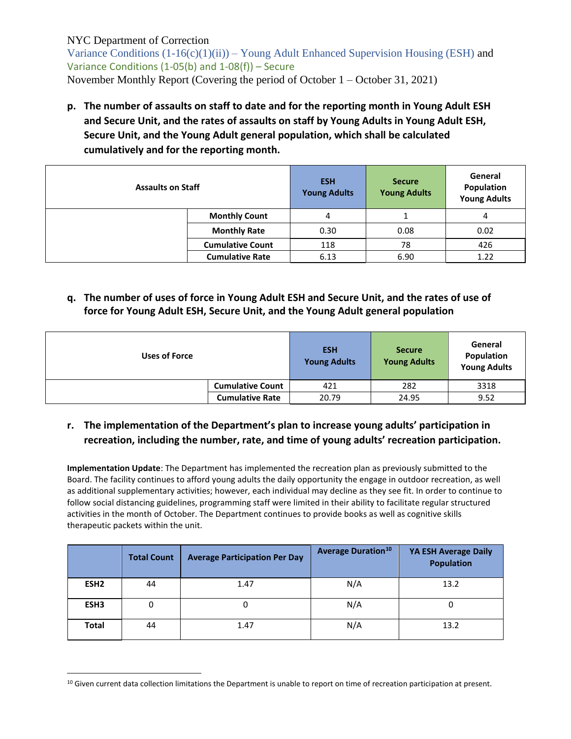NYC Department of Correction
Variance Conditions (1-16(c)(1)(ii)) – Young Adult Enhanced Supervision Housing (ESH) and Variance Conditions (1-05(b) and 1-08(f)) – Secure
November Monthly Report (Covering the period of October 1 – October 31, 2021)

**p. The number of assaults on staff to date and for the reporting month in Young Adult ESH and Secure Unit, and the rates of assaults on staff by Young Adults in Young Adult ESH, Secure Unit, and the Young Adult general population, which shall be calculated cumulatively and for the reporting month.**

| Assaults on Staff | | ESH Young Adults | Secure Young Adults | General Population Young Adults |
|---|---|---|---|---|
| | Monthly Count | 4 | 1 | 4 |
| | Monthly Rate | 0.30 | 0.08 | 0.02 |
| | Cumulative Count | 118 | 78 | 426 |
| | Cumulative Rate | 6.13 | 6.90 | 1.22 |

**q. The number of uses of force in Young Adult ESH and Secure Unit, and the rates of use of force for Young Adult ESH, Secure Unit, and the Young Adult general population**

| Uses of Force | | ESH Young Adults | Secure Young Adults | General Population Young Adults |
|---|---|---|---|---|
| | Cumulative Count | 421 | 282 | 3318 |
| | Cumulative Rate | 20.79 | 24.95 | 9.52 |

**r. The implementation of the Department's plan to increase young adults' participation in recreation, including the number, rate, and time of young adults' recreation participation.**

**Implementation Update**: The Department has implemented the recreation plan as previously submitted to the Board. The facility continues to afford young adults the daily opportunity the engage in outdoor recreation, as well as additional supplementary activities; however, each individual may decline as they see fit. In order to continue to follow social distancing guidelines, programming staff were limited in their ability to facilitate regular structured activities in the month of October. The Department continues to provide books as well as cognitive skills therapeutic packets within the unit.

| | Total Count | Average Participation Per Day | Average Duration[10] | YA ESH Average Daily Population |
|---|---|---|---|---|
| ESH2 | 44 | 1.47 | N/A | 13.2 |
| ESH3 | 0 | 0 | N/A | 0 |
| Total | 44 | 1.47 | N/A | 13.2 |

[10] Given current data collection limitations the Department is unable to report on time of recreation participation at present.